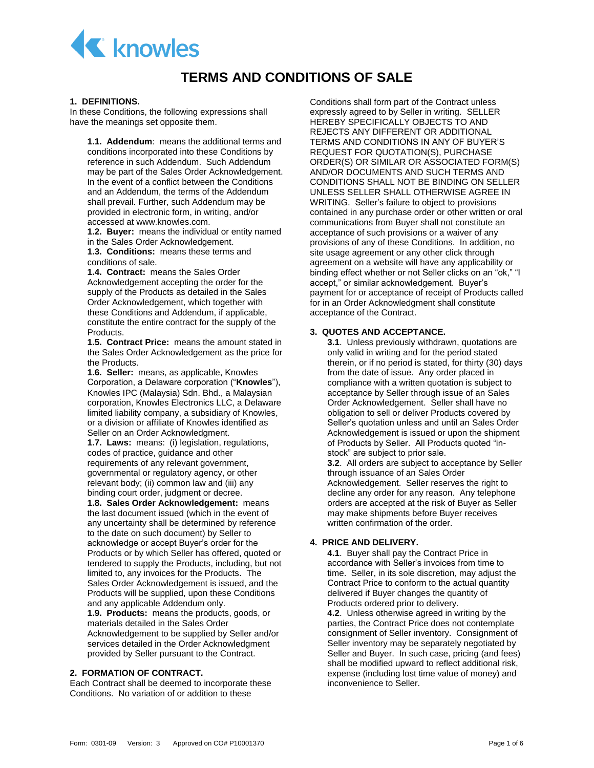# TERMS AND CONDITIONS OF SALE

## 1. DEFINITIONS.

In these Conditions, the following expressions shall have the meanings set opposite them.

**1.1. Addendum**: means the additional terms and conditions incorporated into these Conditions by reference in such Addendum. Such Addendum may be part of the Sales Order Acknowledgement. In the event of a conflict between the Conditions and an Addendum, the terms of the Addendum shall prevail. Further, such Addendum may be provided in electronic form, in writing, and/or accessed at www.knowles.com.

**1.2. Buyer:** means the individual or entity named in the Sales Order Acknowledgement.

**1.3. Conditions:** means these terms and conditions of sale.

**1.4. Contract:** means the Sales Order Acknowledgement accepting the order for the supply of the Products as detailed in the Sales Order Acknowledgement, which together with these Conditions and Addendum, if applicable, constitute the entire contract for the supply of the Products.

**1.5. Contract Price:** means the amount stated in the Sales Order Acknowledgement as the price for the Products.

**1.6. Seller:** means, as applicable, Knowles Corporation, a Delaware corporation ("**Knowles**"), Knowles IPC (Malaysia) Sdn. Bhd., a Malaysian corporation, Knowles Electronics LLC, a Delaware limited liability company, a subsidiary of Knowles, or a division or affiliate of Knowles identified as Seller on an Order Acknowledgement.

**1.7. Laws:** means: (i) legislation, regulations, codes of practice, guidance and other requirements of any relevant government, governmental or regulatory agency, or other relevant body; (ii) common law and (iii) any binding court order, judgment or decree.

**1.8. Sales Order Acknowledgement:** means the last document issued (which in the event of any uncertainty shall be determined by reference to the date on such document) by Seller to acknowledge or accept Buyer's order for the Products or by which Seller has offered, quoted or tendered to supply the Products, including, but not limited to, any invoices for the Products. The Sales Order Acknowledgement is issued, and the Products will be supplied, upon these Conditions and any applicable Addendum only.

**1.9. Products:** means the products, goods, or materials detailed in the Sales Order Acknowledgement to be supplied by Seller and/or services detailed in the Order Acknowledgment provided by Seller pursuant to the Contract.

## 2. FORMATION OF CONTRACT.

Each Contract shall be deemed to incorporate these Conditions. No variation of or addition to these Conditions shall form part of the Contract unless expressly agreed to by Seller in writing. SELLER HEREBY SPECIFICALLY OBJECTS TO AND REJECTS ANY DIFFERENT OR ADDITIONAL TERMS AND CONDITIONS IN ANY OF BUYER'S REQUEST FOR QUOTATION(S), PURCHASE ORDER(S) OR SIMILAR OR ASSOCIATED FORM(S) AND/OR DOCUMENTS AND SUCH TERMS AND CONDITIONS SHALL NOT BE BINDING ON SELLER UNLESS SELLER SHALL OTHERWISE AGREE IN WRITING. Seller's failure to object to provisions contained in any purchase order or other written or oral communications from Buyer shall not constitute an acceptance of such provisions or a waiver of any provisions of any of these Conditions. In addition, no site usage agreement or any other click through agreement on a website will have any applicability or binding effect whether or not Seller clicks on an "ok," "I accept," or similar acknowledgement. Buyer's payment for or acceptance of receipt of Products called for in an Order Acknowledgment shall constitute acceptance of the Contract.

## 3. QUOTES AND ACCEPTANCE.

**3.1**. Unless previously withdrawn, quotations are only valid in writing and for the period stated therein, or if no period is stated, for thirty (30) days from the date of issue. Any order placed in compliance with a written quotation is subject to acceptance by Seller through issue of an Sales Order Acknowledgement. Seller shall have no obligation to sell or deliver Products covered by Seller's quotation unless and until an Sales Order Acknowledgement is issued or upon the shipment of Products by Seller. All Products quoted "in-stock" are subject to prior sale.

**3.2**. All orders are subject to acceptance by Seller through issuance of an Sales Order Acknowledgement. Seller reserves the right to decline any order for any reason. Any telephone orders are accepted at the risk of Buyer as Seller may make shipments before Buyer receives written confirmation of the order.

## 4. PRICE AND DELIVERY.

**4.1**. Buyer shall pay the Contract Price in accordance with Seller's invoices from time to time. Seller, in its sole discretion, may adjust the Contract Price to conform to the actual quantity delivered if Buyer changes the quantity of Products ordered prior to delivery.

**4.2**. Unless otherwise agreed in writing by the parties, the Contract Price does not contemplate consignment of Seller inventory. Consignment of Seller inventory may be separately negotiated by Seller and Buyer. In such case, pricing (and fees) shall be modified upward to reflect additional risk, expense (including lost time value of money) and inconvenience to Seller.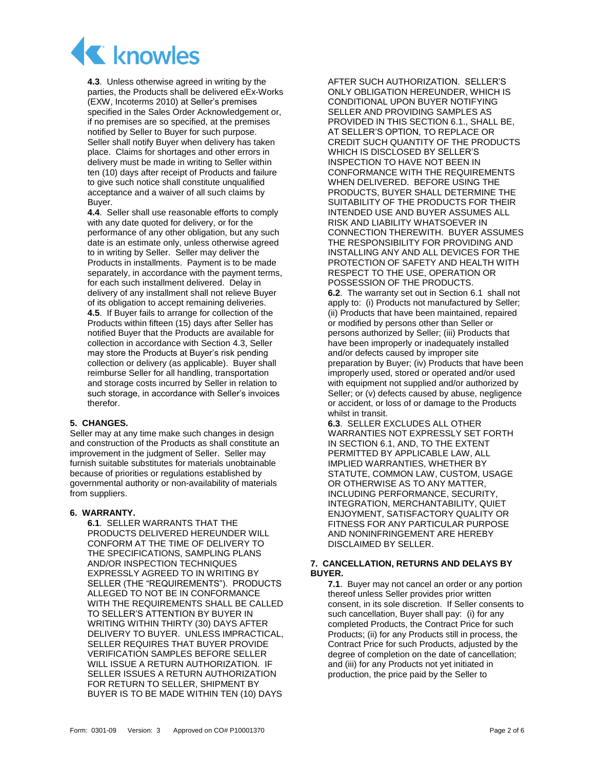**4.3**. Unless otherwise agreed in writing by the parties, the Products shall be delivered eEx-Works (EXW, Incoterms 2010) at Seller's premises specified in the Sales Order Acknowledgement or, if no premises are so specified, at the premises notified by Seller to Buyer for such purpose. Seller shall notify Buyer when delivery has taken place. Claims for shortages and other errors in delivery must be made in writing to Seller within ten (10) days after receipt of Products and failure to give such notice shall constitute unqualified acceptance and a waiver of all such claims by Buyer.

**4.4**. Seller shall use reasonable efforts to comply with any date quoted for delivery, or for the performance of any other obligation, but any such date is an estimate only, unless otherwise agreed to in writing by Seller. Seller may deliver the Products in installments. Payment is to be made separately, in accordance with the payment terms, for each such installment delivered. Delay in delivery of any installment shall not relieve Buyer of its obligation to accept remaining deliveries.

**4.5**. If Buyer fails to arrange for collection of the Products within fifteen (15) days after Seller has notified Buyer that the Products are available for collection in accordance with Section 4.3, Seller may store the Products at Buyer's risk pending collection or delivery (as applicable). Buyer shall reimburse Seller for all handling, transportation and storage costs incurred by Seller in relation to such storage, in accordance with Seller's invoices therefor.

## 5. CHANGES.

Seller may at any time make such changes in design and construction of the Products as shall constitute an improvement in the judgment of Seller. Seller may furnish suitable substitutes for materials unobtainable because of priorities or regulations established by governmental authority or non-availability of materials from suppliers.

## 6. WARRANTY.

**6.1**. SELLER WARRANTS THAT THE PRODUCTS DELIVERED HEREUNDER WILL CONFORM AT THE TIME OF DELIVERY TO THE SPECIFICATIONS, SAMPLING PLANS AND/OR INSPECTION TECHNIQUES EXPRESSLY AGREED TO IN WRITING BY SELLER (THE "REQUIREMENTS"). PRODUCTS ALLEGED TO NOT BE IN CONFORMANCE WITH THE REQUIREMENTS SHALL BE CALLED TO SELLER'S ATTENTION BY BUYER IN WRITING WITHIN THIRTY (30) DAYS AFTER DELIVERY TO BUYER. UNLESS IMPRACTICAL, SELLER REQUIRES THAT BUYER PROVIDE VERIFICATION SAMPLES BEFORE SELLER WILL ISSUE A RETURN AUTHORIZATION. IF SELLER ISSUES A RETURN AUTHORIZATION FOR RETURN TO SELLER, SHIPMENT BY BUYER IS TO BE MADE WITHIN TEN (10) DAYS AFTER SUCH AUTHORIZATION. SELLER'S ONLY OBLIGATION HEREUNDER, WHICH IS CONDITIONAL UPON BUYER NOTIFYING SELLER AND PROVIDING SAMPLES AS PROVIDED IN THIS SECTION 6.1., SHALL BE, AT SELLER'S OPTION, TO REPLACE OR CREDIT SUCH QUANTITY OF THE PRODUCTS WHICH IS DISCLOSED BY SELLER'S INSPECTION TO HAVE NOT BEEN IN CONFORMANCE WITH THE REQUIREMENTS WHEN DELIVERED. BEFORE USING THE PRODUCTS, BUYER SHALL DETERMINE THE SUITABILITY OF THE PRODUCTS FOR THEIR INTENDED USE AND BUYER ASSUMES ALL RISK AND LIABILITY WHATSOEVER IN CONNECTION THEREWITH. BUYER ASSUMES THE RESPONSIBILITY FOR PROVIDING AND INSTALLING ANY AND ALL DEVICES FOR THE PROTECTION OF SAFETY AND HEALTH WITH RESPECT TO THE USE, OPERATION OR POSSESSION OF THE PRODUCTS.

**6.2**. The warranty set out in Section 6.1 shall not apply to: (i) Products not manufactured by Seller; (ii) Products that have been maintained, repaired or modified by persons other than Seller or persons authorized by Seller; (iii) Products that have been improperly or inadequately installed and/or defects caused by improper site preparation by Buyer; (iv) Products that have been improperly used, stored or operated and/or used with equipment not supplied and/or authorized by Seller; or (v) defects caused by abuse, negligence or accident, or loss of or damage to the Products whilst in transit.

**6.3**. SELLER EXCLUDES ALL OTHER WARRANTIES NOT EXPRESSLY SET FORTH IN SECTION 6.1, AND, TO THE EXTENT PERMITTED BY APPLICABLE LAW, ALL IMPLIED WARRANTIES, WHETHER BY STATUTE, COMMON LAW, CUSTOM, USAGE OR OTHERWISE AS TO ANY MATTER, INCLUDING PERFORMANCE, SECURITY, INTEGRATION, MERCHANTABILITY, QUIET ENJOYMENT, SATISFACTORY QUALITY OR FITNESS FOR ANY PARTICULAR PURPOSE AND NONINFRINGEMENT ARE HEREBY DISCLAIMED BY SELLER.

## 7. CANCELLATION, RETURNS AND DELAYS BY BUYER.

**7.1**. Buyer may not cancel an order or any portion thereof unless Seller provides prior written consent, in its sole discretion. If Seller consents to such cancellation, Buyer shall pay: (i) for any completed Products, the Contract Price for such Products; (ii) for any Products still in process, the Contract Price for such Products, adjusted by the degree of completion on the date of cancellation; and (iii) for any Products not yet initiated in production, the price paid by the Seller to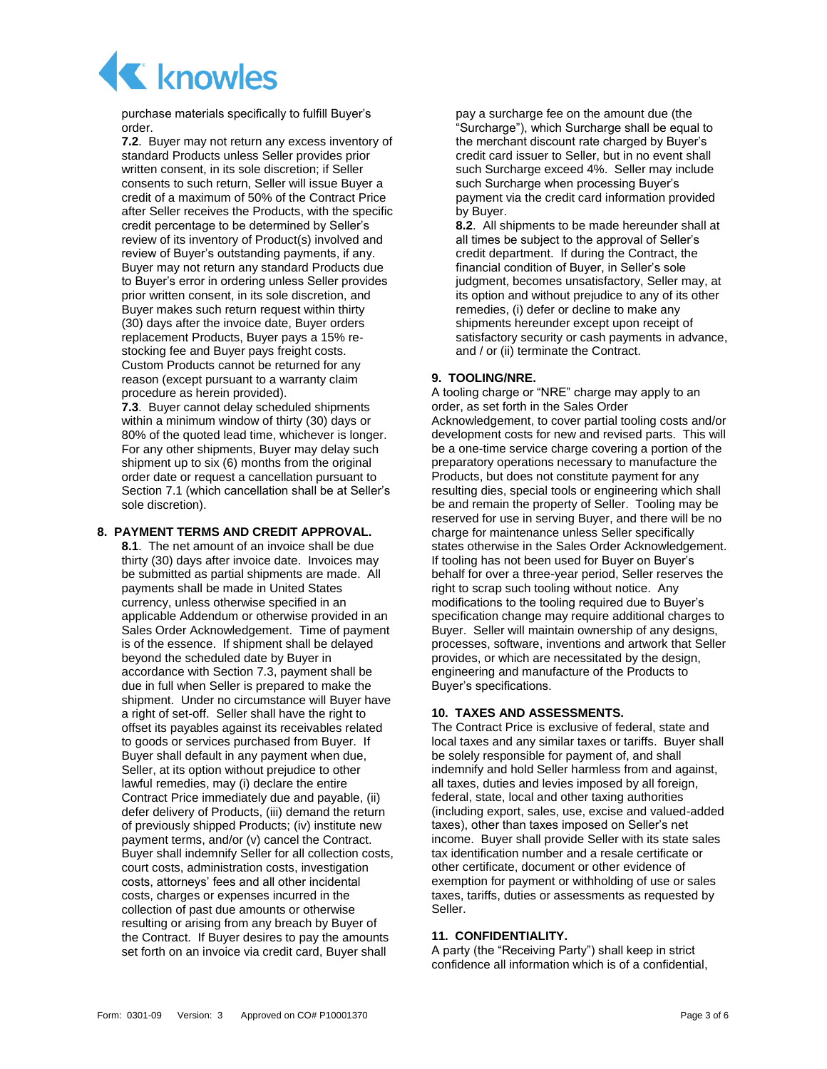purchase materials specifically to fulfill Buyer's order.

**7.2**. Buyer may not return any excess inventory of standard Products unless Seller provides prior written consent, in its sole discretion; if Seller consents to such return, Seller will issue Buyer a credit of a maximum of 50% of the Contract Price after Seller receives the Products, with the specific credit percentage to be determined by Seller's review of its inventory of Product(s) involved and review of Buyer's outstanding payments, if any. Buyer may not return any standard Products due to Buyer's error in ordering unless Seller provides prior written consent, in its sole discretion, and Buyer makes such return request within thirty (30) days after the invoice date, Buyer orders replacement Products, Buyer pays a 15% re-stocking fee and Buyer pays freight costs. Custom Products cannot be returned for any reason (except pursuant to a warranty claim procedure as herein provided).

**7.3**. Buyer cannot delay scheduled shipments within a minimum window of thirty (30) days or 80% of the quoted lead time, whichever is longer. For any other shipments, Buyer may delay such shipment up to six (6) months from the original order date or request a cancellation pursuant to Section 7.1 (which cancellation shall be at Seller's sole discretion).

## 8. PAYMENT TERMS AND CREDIT APPROVAL.

**8.1**. The net amount of an invoice shall be due thirty (30) days after invoice date. Invoices may be submitted as partial shipments are made. All payments shall be made in United States currency, unless otherwise specified in an applicable Addendum or otherwise provided in an Sales Order Acknowledgement. Time of payment is of the essence. If shipment shall be delayed beyond the scheduled date by Buyer in accordance with Section 7.3, payment shall be due in full when Seller is prepared to make the shipment. Under no circumstance will Buyer have a right of set-off. Seller shall have the right to offset its payables against its receivables related to goods or services purchased from Buyer. If Buyer shall default in any payment when due, Seller, at its option without prejudice to other lawful remedies, may (i) declare the entire Contract Price immediately due and payable, (ii) defer delivery of Products, (iii) demand the return of previously shipped Products; (iv) institute new payment terms, and/or (v) cancel the Contract. Buyer shall indemnify Seller for all collection costs, court costs, administration costs, investigation costs, attorneys' fees and all other incidental costs, charges or expenses incurred in the collection of past due amounts or otherwise resulting or arising from any breach by Buyer of the Contract. If Buyer desires to pay the amounts set forth on an invoice via credit card, Buyer shall pay a surcharge fee on the amount due (the "Surcharge"), which Surcharge shall be equal to the merchant discount rate charged by Buyer's credit card issuer to Seller, but in no event shall such Surcharge exceed 4%. Seller may include such Surcharge when processing Buyer's payment via the credit card information provided by Buyer.

**8.2**. All shipments to be made hereunder shall at all times be subject to the approval of Seller's credit department. If during the Contract, the financial condition of Buyer, in Seller's sole judgment, becomes unsatisfactory, Seller may, at its option and without prejudice to any of its other remedies, (i) defer or decline to make any shipments hereunder except upon receipt of satisfactory security or cash payments in advance, and / or (ii) terminate the Contract.

## 9. TOOLING/NRE.

A tooling charge or "NRE" charge may apply to an order, as set forth in the Sales Order Acknowledgement, to cover partial tooling costs and/or development costs for new and revised parts. This will be a one-time service charge covering a portion of the preparatory operations necessary to manufacture the Products, but does not constitute payment for any resulting dies, special tools or engineering which shall be and remain the property of Seller. Tooling may be reserved for use in serving Buyer, and there will be no charge for maintenance unless Seller specifically states otherwise in the Sales Order Acknowledgement. If tooling has not been used for Buyer on Buyer's behalf for over a three-year period, Seller reserves the right to scrap such tooling without notice. Any modifications to the tooling required due to Buyer's specification change may require additional charges to Buyer. Seller will maintain ownership of any designs, processes, software, inventions and artwork that Seller provides, or which are necessitated by the design, engineering and manufacture of the Products to Buyer's specifications.

## 10. TAXES AND ASSESSMENTS.

The Contract Price is exclusive of federal, state and local taxes and any similar taxes or tariffs. Buyer shall be solely responsible for payment of, and shall indemnify and hold Seller harmless from and against, all taxes, duties and levies imposed by all foreign, federal, state, local and other taxing authorities (including export, sales, use, excise and valued-added taxes), other than taxes imposed on Seller's net income. Buyer shall provide Seller with its state sales tax identification number and a resale certificate or other certificate, document or other evidence of exemption for payment or withholding of use or sales taxes, tariffs, duties or assessments as requested by Seller.

## 11. CONFIDENTIALITY.

A party (the "Receiving Party") shall keep in strict confidence all information which is of a confidential,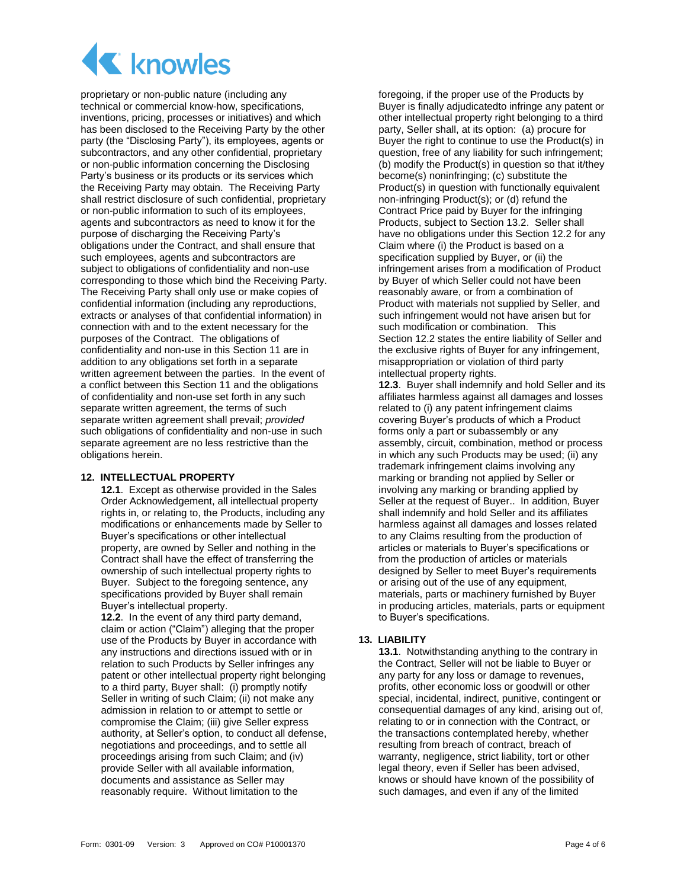proprietary or non-public nature (including any technical or commercial know-how, specifications, inventions, pricing, processes or initiatives) and which has been disclosed to the Receiving Party by the other party (the "Disclosing Party"), its employees, agents or subcontractors, and any other confidential, proprietary or non-public information concerning the Disclosing Party's business or its products or its services which the Receiving Party may obtain. The Receiving Party shall restrict disclosure of such confidential, proprietary or non-public information to such of its employees, agents and subcontractors as need to know it for the purpose of discharging the Receiving Party's obligations under the Contract, and shall ensure that such employees, agents and subcontractors are subject to obligations of confidentiality and non-use corresponding to those which bind the Receiving Party. The Receiving Party shall only use or make copies of confidential information (including any reproductions, extracts or analyses of that confidential information) in connection with and to the extent necessary for the purposes of the Contract. The obligations of confidentiality and non-use in this Section 11 are in addition to any obligations set forth in a separate written agreement between the parties. In the event of a conflict between this Section 11 and the obligations of confidentiality and non-use set forth in any such separate written agreement, the terms of such separate written agreement shall prevail; *provided* such obligations of confidentiality and non-use in such separate agreement are no less restrictive than the obligations herein.

## 12. INTELLECTUAL PROPERTY

**12.1**. Except as otherwise provided in the Sales Order Acknowledgement, all intellectual property rights in, or relating to, the Products, including any modifications or enhancements made by Seller to Buyer's specifications or other intellectual property, are owned by Seller and nothing in the Contract shall have the effect of transferring the ownership of such intellectual property rights to Buyer. Subject to the foregoing sentence, any specifications provided by Buyer shall remain Buyer's intellectual property.

**12.2**. In the event of any third party demand, claim or action ("Claim") alleging that the proper use of the Products by Buyer in accordance with any instructions and directions issued with or in relation to such Products by Seller infringes any patent or other intellectual property right belonging to a third party, Buyer shall: (i) promptly notify Seller in writing of such Claim; (ii) not make any admission in relation to or attempt to settle or compromise the Claim; (iii) give Seller express authority, at Seller's option, to conduct all defense, negotiations and proceedings, and to settle all proceedings arising from such Claim; and (iv) provide Seller with all available information, documents and assistance as Seller may reasonably require. Without limitation to the foregoing, if the proper use of the Products by Buyer is finally adjudicatedto infringe any patent or other intellectual property right belonging to a third party, Seller shall, at its option: (a) procure for Buyer the right to continue to use the Product(s) in question, free of any liability for such infringement; (b) modify the Product(s) in question so that it/they become(s) noninfringing; (c) substitute the Product(s) in question with functionally equivalent non-infringing Product(s); or (d) refund the Contract Price paid by Buyer for the infringing Products, subject to Section 13.2. Seller shall have no obligations under this Section 12.2 for any Claim where (i) the Product is based on a specification supplied by Buyer, or (ii) the infringement arises from a modification of Product by Buyer of which Seller could not have been reasonably aware, or from a combination of Product with materials not supplied by Seller, and such infringement would not have arisen but for such modification or combination. This Section 12.2 states the entire liability of Seller and the exclusive rights of Buyer for any infringement, misappropriation or violation of third party intellectual property rights.

**12.3**. Buyer shall indemnify and hold Seller and its affiliates harmless against all damages and losses related to (i) any patent infringement claims covering Buyer's products of which a Product forms only a part or subassembly or any assembly, circuit, combination, method or process in which any such Products may be used; (ii) any trademark infringement claims involving any marking or branding not applied by Seller or involving any marking or branding applied by Seller at the request of Buyer.. In addition, Buyer shall indemnify and hold Seller and its affiliates harmless against all damages and losses related to any Claims resulting from the production of articles or materials to Buyer's specifications or from the production of articles or materials designed by Seller to meet Buyer's requirements or arising out of the use of any equipment, materials, parts or machinery furnished by Buyer in producing articles, materials, parts or equipment to Buyer's specifications.

## 13. LIABILITY

**13.1**. Notwithstanding anything to the contrary in the Contract, Seller will not be liable to Buyer or any party for any loss or damage to revenues, profits, other economic loss or goodwill or other special, incidental, indirect, punitive, contingent or consequential damages of any kind, arising out of, relating to or in connection with the Contract, or the transactions contemplated hereby, whether resulting from breach of contract, breach of warranty, negligence, strict liability, tort or other legal theory, even if Seller has been advised, knows or should have known of the possibility of such damages, and even if any of the limited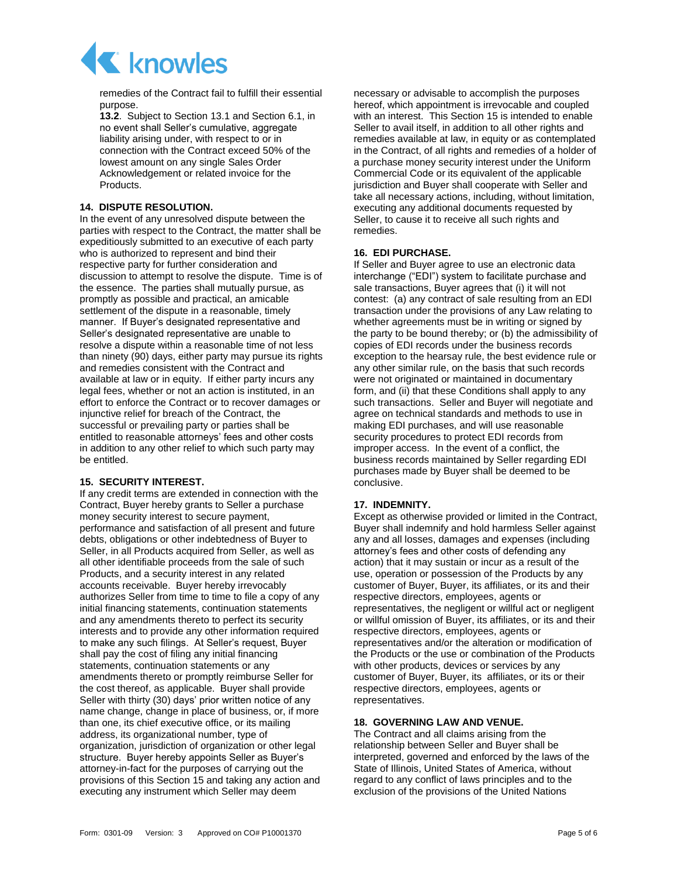remedies of the Contract fail to fulfill their essential purpose.

**13.2**. Subject to Section 13.1 and Section 6.1, in no event shall Seller's cumulative, aggregate liability arising under, with respect to or in connection with the Contract exceed 50% of the lowest amount on any single Sales Order Acknowledgement or related invoice for the Products.

**14. DISPUTE RESOLUTION.**

In the event of any unresolved dispute between the parties with respect to the Contract, the matter shall be expeditiously submitted to an executive of each party who is authorized to represent and bind their respective party for further consideration and discussion to attempt to resolve the dispute. Time is of the essence. The parties shall mutually pursue, as promptly as possible and practical, an amicable settlement of the dispute in a reasonable, timely manner. If Buyer's designated representative and Seller's designated representative are unable to resolve a dispute within a reasonable time of not less than ninety (90) days, either party may pursue its rights and remedies consistent with the Contract and available at law or in equity. If either party incurs any legal fees, whether or not an action is instituted, in an effort to enforce the Contract or to recover damages or injunctive relief for breach of the Contract, the successful or prevailing party or parties shall be entitled to reasonable attorneys' fees and other costs in addition to any other relief to which such party may be entitled.

**15. SECURITY INTEREST.**

If any credit terms are extended in connection with the Contract, Buyer hereby grants to Seller a purchase money security interest to secure payment, performance and satisfaction of all present and future debts, obligations or other indebtedness of Buyer to Seller, in all Products acquired from Seller, as well as all other identifiable proceeds from the sale of such Products, and a security interest in any related accounts receivable. Buyer hereby irrevocably authorizes Seller from time to time to file a copy of any initial financing statements, continuation statements and any amendments thereto to perfect its security interests and to provide any other information required to make any such filings. At Seller's request, Buyer shall pay the cost of filing any initial financing statements, continuation statements or any amendments thereto or promptly reimburse Seller for the cost thereof, as applicable. Buyer shall provide Seller with thirty (30) days' prior written notice of any name change, change in place of business, or, if more than one, its chief executive office, or its mailing address, its organizational number, type of organization, jurisdiction of organization or other legal structure. Buyer hereby appoints Seller as Buyer's attorney-in-fact for the purposes of carrying out the provisions of this Section 15 and taking any action and executing any instrument which Seller may deem necessary or advisable to accomplish the purposes hereof, which appointment is irrevocable and coupled with an interest. This Section 15 is intended to enable Seller to avail itself, in addition to all other rights and remedies available at law, in equity or as contemplated in the Contract, of all rights and remedies of a holder of a purchase money security interest under the Uniform Commercial Code or its equivalent of the applicable jurisdiction and Buyer shall cooperate with Seller and take all necessary actions, including, without limitation, executing any additional documents requested by Seller, to cause it to receive all such rights and remedies.

**16. EDI PURCHASE.**

If Seller and Buyer agree to use an electronic data interchange ("EDI") system to facilitate purchase and sale transactions, Buyer agrees that (i) it will not contest: (a) any contract of sale resulting from an EDI transaction under the provisions of any Law relating to whether agreements must be in writing or signed by the party to be bound thereby; or (b) the admissibility of copies of EDI records under the business records exception to the hearsay rule, the best evidence rule or any other similar rule, on the basis that such records were not originated or maintained in documentary form, and (ii) that these Conditions shall apply to any such transactions. Seller and Buyer will negotiate and agree on technical standards and methods to use in making EDI purchases, and will use reasonable security procedures to protect EDI records from improper access. In the event of a conflict, the business records maintained by Seller regarding EDI purchases made by Buyer shall be deemed to be conclusive.

**17. INDEMNITY.**

Except as otherwise provided or limited in the Contract, Buyer shall indemnify and hold harmless Seller against any and all losses, damages and expenses (including attorney's fees and other costs of defending any action) that it may sustain or incur as a result of the use, operation or possession of the Products by any customer of Buyer, Buyer, its affiliates, or its and their respective directors, employees, agents or representatives, the negligent or willful act or negligent or willful omission of Buyer, its affiliates, or its and their respective directors, employees, agents or representatives and/or the alteration or modification of the Products or the use or combination of the Products with other products, devices or services by any customer of Buyer, Buyer, its affiliates, or its or their respective directors, employees, agents or representatives.

**18. GOVERNING LAW AND VENUE.**

The Contract and all claims arising from the relationship between Seller and Buyer shall be interpreted, governed and enforced by the laws of the State of Illinois, United States of America, without regard to any conflict of laws principles and to the exclusion of the provisions of the United Nations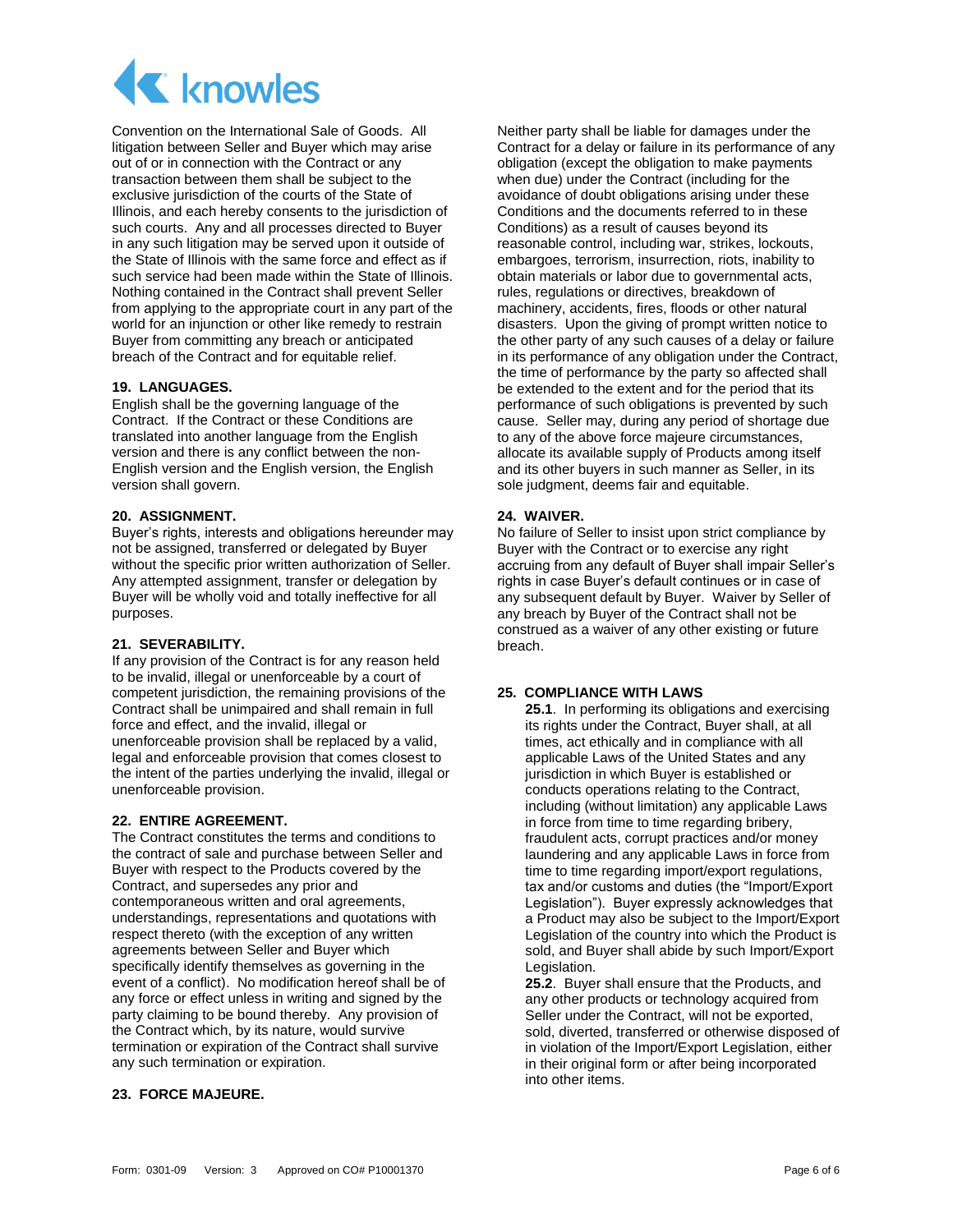Convention on the International Sale of Goods. All litigation between Seller and Buyer which may arise out of or in connection with the Contract or any transaction between them shall be subject to the exclusive jurisdiction of the courts of the State of Illinois, and each hereby consents to the jurisdiction of such courts. Any and all processes directed to Buyer in any such litigation may be served upon it outside of the State of Illinois with the same force and effect as if such service had been made within the State of Illinois. Nothing contained in the Contract shall prevent Seller from applying to the appropriate court in any part of the world for an injunction or other like remedy to restrain Buyer from committing any breach or anticipated breach of the Contract and for equitable relief.

**19. LANGUAGES.**
English shall be the governing language of the Contract. If the Contract or these Conditions are translated into another language from the English version and there is any conflict between the non-English version and the English version, the English version shall govern.

**20. ASSIGNMENT.**
Buyer's rights, interests and obligations hereunder may not be assigned, transferred or delegated by Buyer without the specific prior written authorization of Seller. Any attempted assignment, transfer or delegation by Buyer will be wholly void and totally ineffective for all purposes.

**21. SEVERABILITY.**
If any provision of the Contract is for any reason held to be invalid, illegal or unenforceable by a court of competent jurisdiction, the remaining provisions of the Contract shall be unimpaired and shall remain in full force and effect, and the invalid, illegal or unenforceable provision shall be replaced by a valid, legal and enforceable provision that comes closest to the intent of the parties underlying the invalid, illegal or unenforceable provision.

**22. ENTIRE AGREEMENT.**
The Contract constitutes the terms and conditions to the contract of sale and purchase between Seller and Buyer with respect to the Products covered by the Contract, and supersedes any prior and contemporaneous written and oral agreements, understandings, representations and quotations with respect thereto (with the exception of any written agreements between Seller and Buyer which specifically identify themselves as governing in the event of a conflict). No modification hereof shall be of any force or effect unless in writing and signed by the party claiming to be bound thereby. Any provision of the Contract which, by its nature, would survive termination or expiration of the Contract shall survive any such termination or expiration.

**23. FORCE MAJEURE.**
Neither party shall be liable for damages under the Contract for a delay or failure in its performance of any obligation (except the obligation to make payments when due) under the Contract (including for the avoidance of doubt obligations arising under these Conditions and the documents referred to in these Conditions) as a result of causes beyond its reasonable control, including war, strikes, lockouts, embargoes, terrorism, insurrection, riots, inability to obtain materials or labor due to governmental acts, rules, regulations or directives, breakdown of machinery, accidents, fires, floods or other natural disasters. Upon the giving of prompt written notice to the other party of any such causes of a delay or failure in its performance of any obligation under the Contract, the time of performance by the party so affected shall be extended to the extent and for the period that its performance of such obligations is prevented by such cause. Seller may, during any period of shortage due to any of the above force majeure circumstances, allocate its available supply of Products among itself and its other buyers in such manner as Seller, in its sole judgment, deems fair and equitable.

**24. WAIVER.**
No failure of Seller to insist upon strict compliance by Buyer with the Contract or to exercise any right accruing from any default of Buyer shall impair Seller's rights in case Buyer's default continues or in case of any subsequent default by Buyer. Waiver by Seller of any breach by Buyer of the Contract shall not be construed as a waiver of any other existing or future breach.

**25. COMPLIANCE WITH LAWS**

**25.1**. In performing its obligations and exercising its rights under the Contract, Buyer shall, at all times, act ethically and in compliance with all applicable Laws of the United States and any jurisdiction in which Buyer is established or conducts operations relating to the Contract, including (without limitation) any applicable Laws in force from time to time regarding bribery, fraudulent acts, corrupt practices and/or money laundering and any applicable Laws in force from time to time regarding import/export regulations, tax and/or customs and duties (the "Import/Export Legislation"). Buyer expressly acknowledges that a Product may also be subject to the Import/Export Legislation of the country into which the Product is sold, and Buyer shall abide by such Import/Export Legislation.

**25.2**. Buyer shall ensure that the Products, and any other products or technology acquired from Seller under the Contract, will not be exported, sold, diverted, transferred or otherwise disposed of in violation of the Import/Export Legislation, either in their original form or after being incorporated into other items.